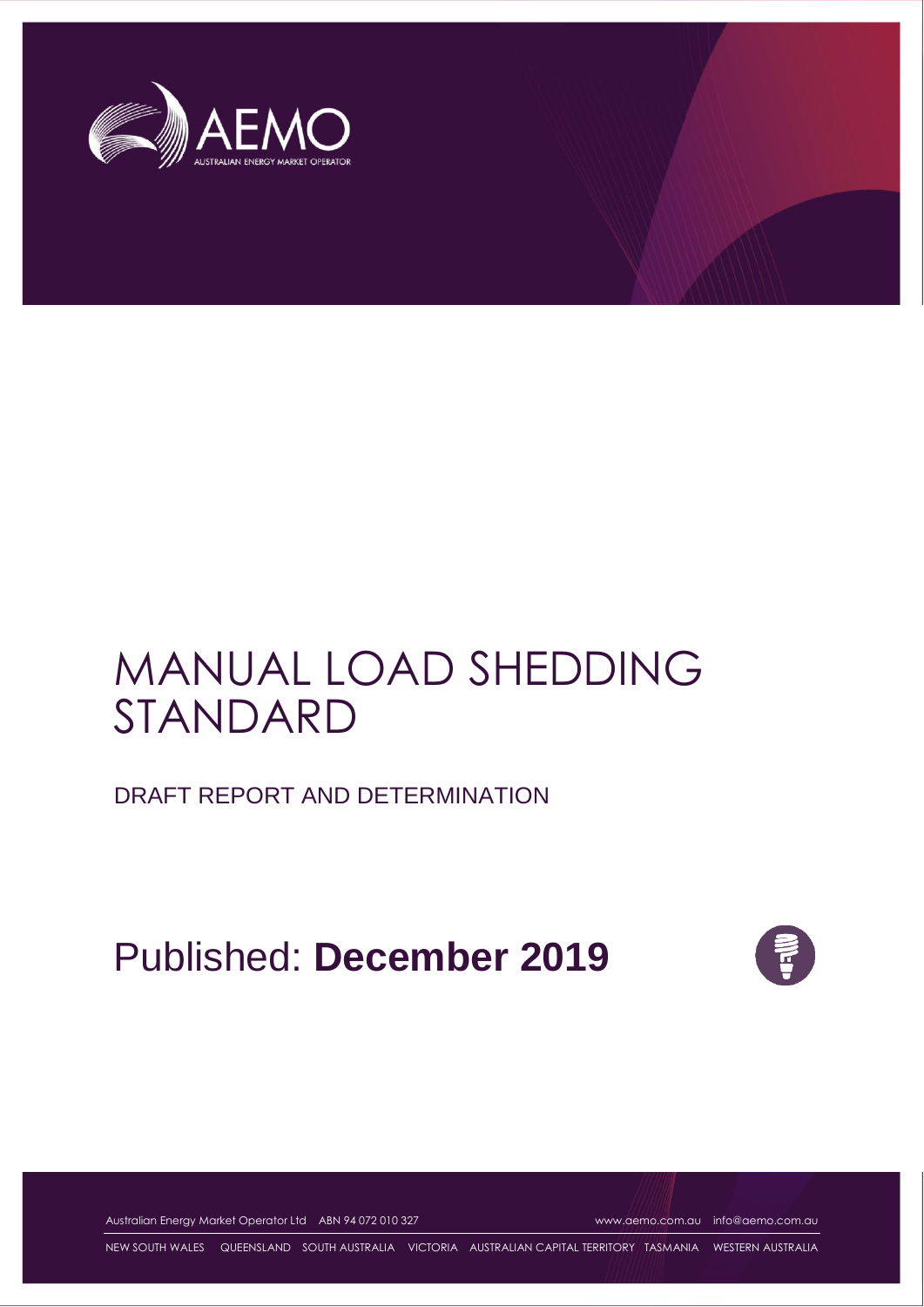# MANUAL LOAD SHEDDING STANDARD

DRAFT REPORT AND DETERMINATION

Published: **December 2019**

Australian Energy Market Operator Ltd ABN 94 072 010 327 www.aemo.com.au info@aemo.com.au

NEW SOUTH WALES QUEENSLAND SOUTH AUSTRALIA VICTORIA AUSTRALIAN CAPITAL TERRITORY TASMANIA WESTERN AUSTRALIA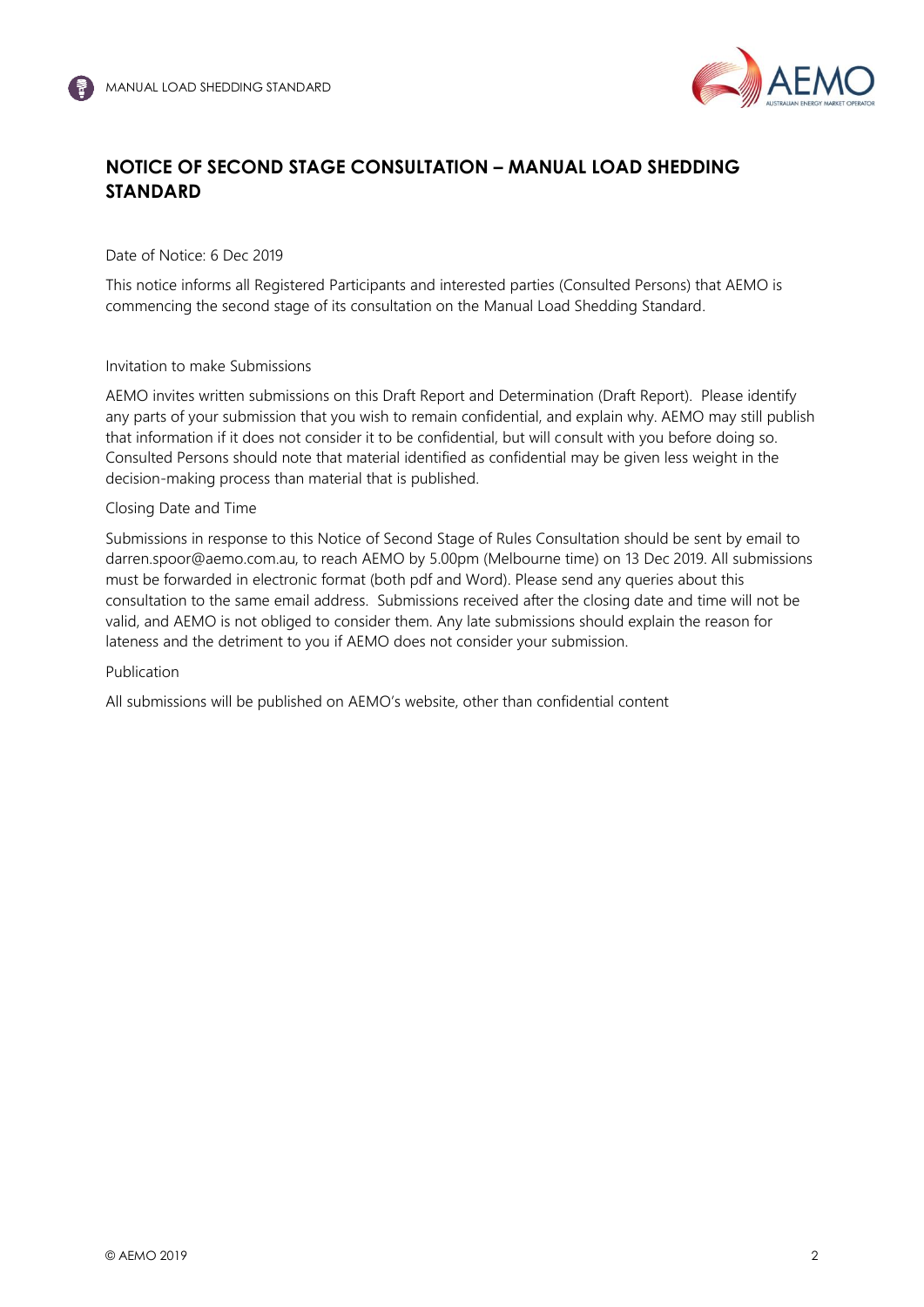# NOTICE OF SECOND STAGE CONSULTATION – MANUAL LOAD SHEDDING STANDARD

Date of Notice: 6 Dec 2019

This notice informs all Registered Participants and interested parties (Consulted Persons) that AEMO is commencing the second stage of its consultation on the Manual Load Shedding Standard.

Invitation to make Submissions

AEMO invites written submissions on this Draft Report and Determination (Draft Report). Please identify any parts of your submission that you wish to remain confidential, and explain why. AEMO may still publish that information if it does not consider it to be confidential, but will consult with you before doing so. Consulted Persons should note that material identified as confidential may be given less weight in the decision-making process than material that is published.

Closing Date and Time

Submissions in response to this Notice of Second Stage of Rules Consultation should be sent by email to darren.spoor@aemo.com.au, to reach AEMO by 5.00pm (Melbourne time) on 13 Dec 2019. All submissions must be forwarded in electronic format (both pdf and Word). Please send any queries about this consultation to the same email address. Submissions received after the closing date and time will not be valid, and AEMO is not obliged to consider them. Any late submissions should explain the reason for lateness and the detriment to you if AEMO does not consider your submission.

Publication

All submissions will be published on AEMO's website, other than confidential content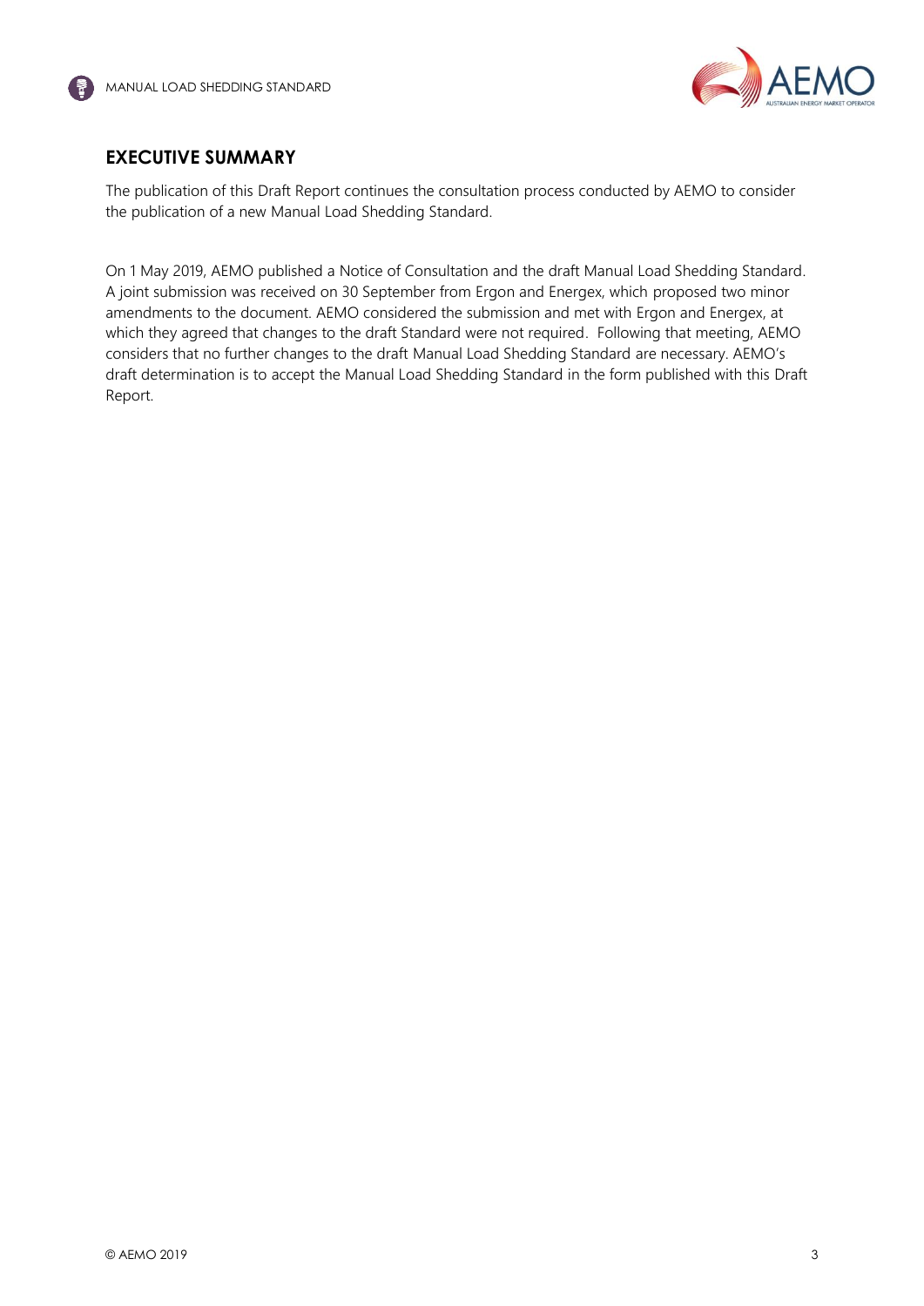## EXECUTIVE SUMMARY

The publication of this Draft Report continues the consultation process conducted by AEMO to consider the publication of a new Manual Load Shedding Standard.

On 1 May 2019, AEMO published a Notice of Consultation and the draft Manual Load Shedding Standard. A joint submission was received on 30 September from Ergon and Energex, which proposed two minor amendments to the document. AEMO considered the submission and met with Ergon and Energex, at which they agreed that changes to the draft Standard were not required. Following that meeting, AEMO considers that no further changes to the draft Manual Load Shedding Standard are necessary. AEMO's draft determination is to accept the Manual Load Shedding Standard in the form published with this Draft Report.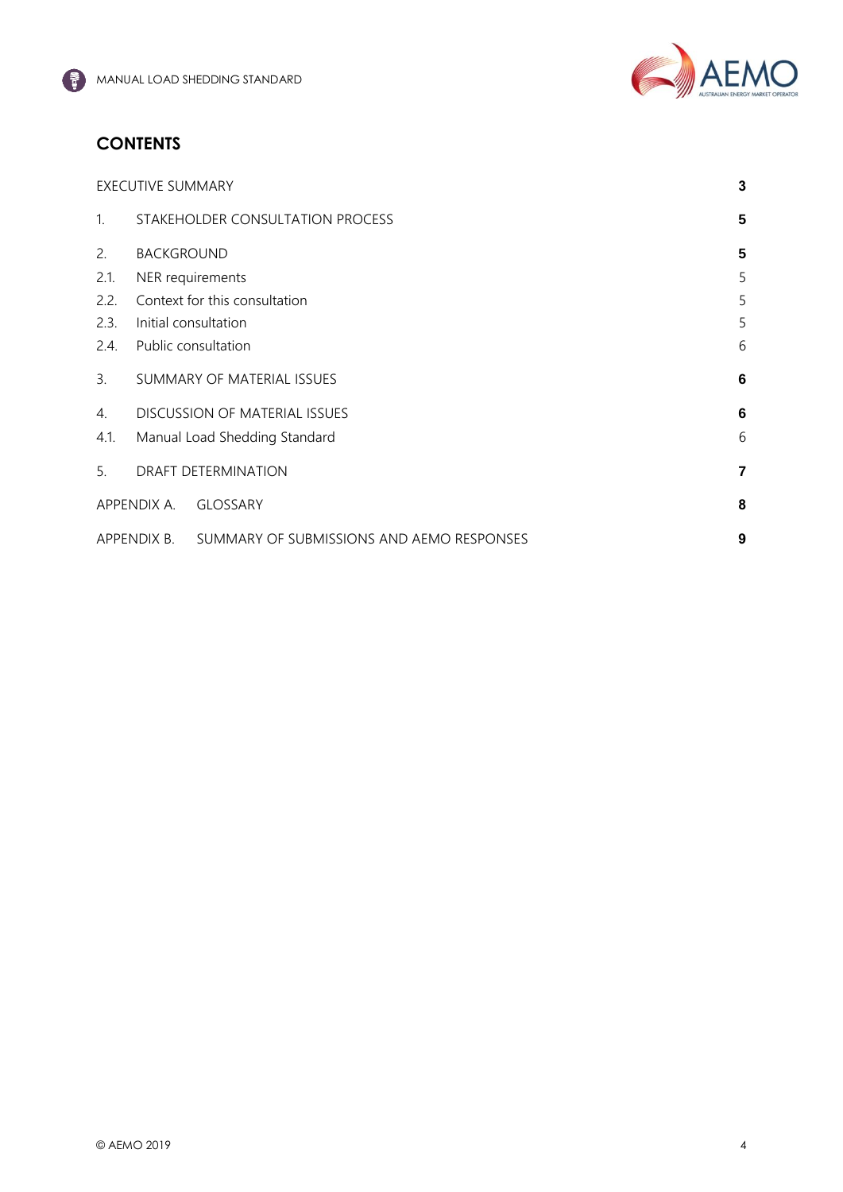## CONTENTS

| | | |
|---|---|---|
| EXECUTIVE SUMMARY | | **3** |
| 1. | STAKEHOLDER CONSULTATION PROCESS | **5** |
| 2. | BACKGROUND | **5** |
| 2.1. | NER requirements | 5 |
| 2.2. | Context for this consultation | 5 |
| 2.3. | Initial consultation | 5 |
| 2.4. | Public consultation | 6 |
| 3. | SUMMARY OF MATERIAL ISSUES | **6** |
| 4. | DISCUSSION OF MATERIAL ISSUES | **6** |
| 4.1. | Manual Load Shedding Standard | 6 |
| 5. | DRAFT DETERMINATION | **7** |
| APPENDIX A. | GLOSSARY | **8** |
| APPENDIX B. | SUMMARY OF SUBMISSIONS AND AEMO RESPONSES | **9** |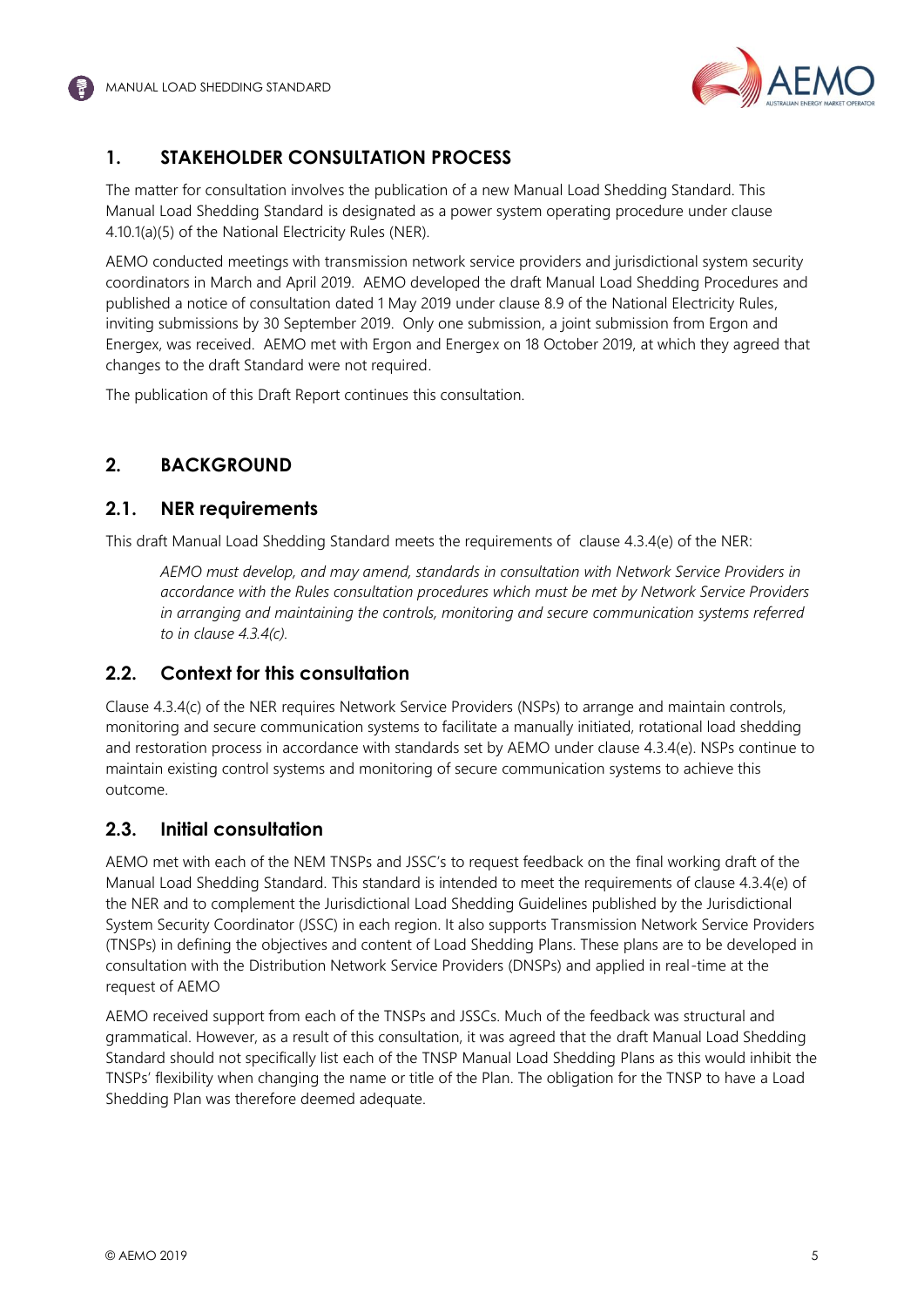# 1. STAKEHOLDER CONSULTATION PROCESS

The matter for consultation involves the publication of a new Manual Load Shedding Standard. This Manual Load Shedding Standard is designated as a power system operating procedure under clause 4.10.1(a)(5) of the National Electricity Rules (NER).

AEMO conducted meetings with transmission network service providers and jurisdictional system security coordinators in March and April 2019. AEMO developed the draft Manual Load Shedding Procedures and published a notice of consultation dated 1 May 2019 under clause 8.9 of the National Electricity Rules, inviting submissions by 30 September 2019. Only one submission, a joint submission from Ergon and Energex, was received. AEMO met with Ergon and Energex on 18 October 2019, at which they agreed that changes to the draft Standard were not required.

The publication of this Draft Report continues this consultation.

# 2. BACKGROUND

## 2.1. NER requirements

This draft Manual Load Shedding Standard meets the requirements of clause 4.3.4(e) of the NER:

> *AEMO must develop, and may amend, standards in consultation with Network Service Providers in accordance with the Rules consultation procedures which must be met by Network Service Providers in arranging and maintaining the controls, monitoring and secure communication systems referred to in clause 4.3.4(c).*

## 2.2. Context for this consultation

Clause 4.3.4(c) of the NER requires Network Service Providers (NSPs) to arrange and maintain controls, monitoring and secure communication systems to facilitate a manually initiated, rotational load shedding and restoration process in accordance with standards set by AEMO under clause 4.3.4(e). NSPs continue to maintain existing control systems and monitoring of secure communication systems to achieve this outcome.

## 2.3. Initial consultation

AEMO met with each of the NEM TNSPs and JSSC's to request feedback on the final working draft of the Manual Load Shedding Standard. This standard is intended to meet the requirements of clause 4.3.4(e) of the NER and to complement the Jurisdictional Load Shedding Guidelines published by the Jurisdictional System Security Coordinator (JSSC) in each region. It also supports Transmission Network Service Providers (TNSPs) in defining the objectives and content of Load Shedding Plans. These plans are to be developed in consultation with the Distribution Network Service Providers (DNSPs) and applied in real-time at the request of AEMO

AEMO received support from each of the TNSPs and JSSCs. Much of the feedback was structural and grammatical. However, as a result of this consultation, it was agreed that the draft Manual Load Shedding Standard should not specifically list each of the TNSP Manual Load Shedding Plans as this would inhibit the TNSPs' flexibility when changing the name or title of the Plan. The obligation for the TNSP to have a Load Shedding Plan was therefore deemed adequate.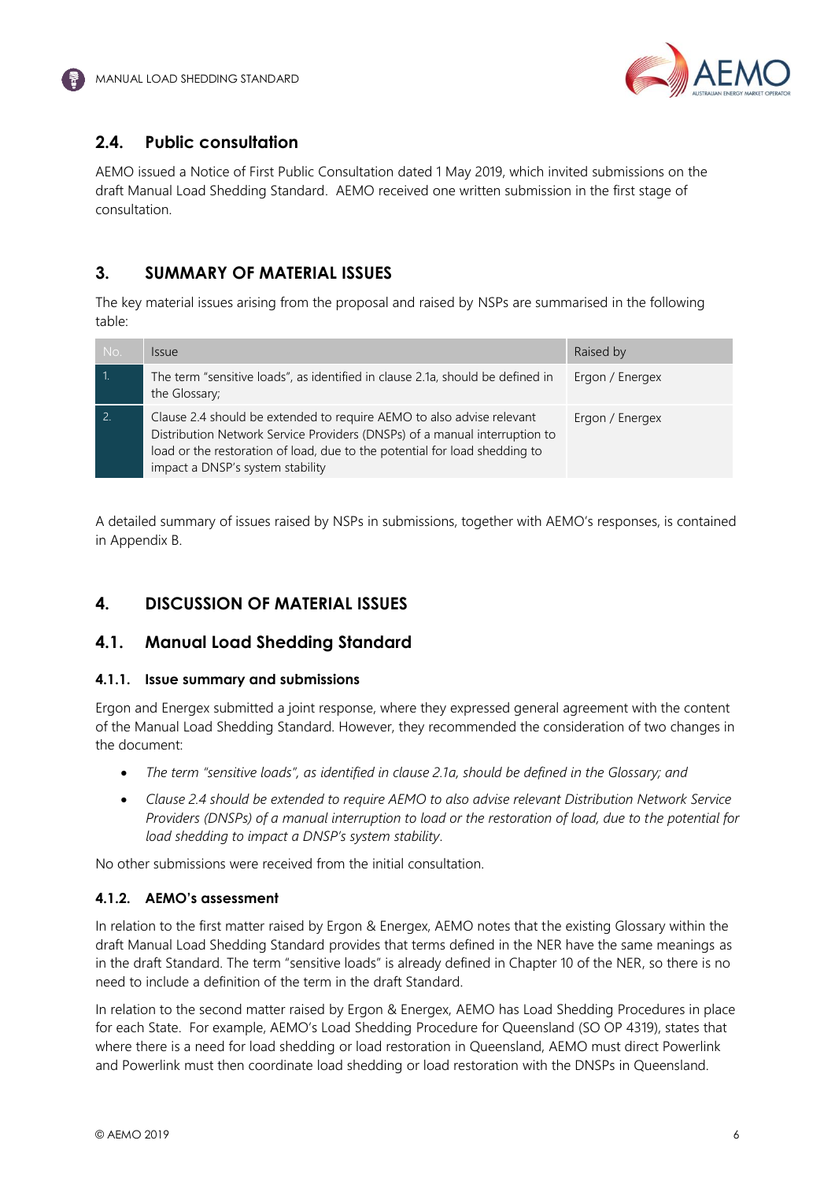## 2.4. Public consultation

AEMO issued a Notice of First Public Consultation dated 1 May 2019, which invited submissions on the draft Manual Load Shedding Standard. AEMO received one written submission in the first stage of consultation.

# 3. SUMMARY OF MATERIAL ISSUES

The key material issues arising from the proposal and raised by NSPs are summarised in the following table:

| No. | Issue | Raised by |
|---|---|---|
| 1. | The term "sensitive loads", as identified in clause 2.1a, should be defined in the Glossary; | Ergon / Energex |
| 2. | Clause 2.4 should be extended to require AEMO to also advise relevant Distribution Network Service Providers (DNSPs) of a manual interruption to load or the restoration of load, due to the potential for load shedding to impact a DNSP's system stability | Ergon / Energex |

A detailed summary of issues raised by NSPs in submissions, together with AEMO's responses, is contained in Appendix B.

# 4. DISCUSSION OF MATERIAL ISSUES

## 4.1. Manual Load Shedding Standard

### 4.1.1. Issue summary and submissions

Ergon and Energex submitted a joint response, where they expressed general agreement with the content of the Manual Load Shedding Standard. However, they recommended the consideration of two changes in the document:

- *The term "sensitive loads", as identified in clause 2.1a, should be defined in the Glossary; and*
- *Clause 2.4 should be extended to require AEMO to also advise relevant Distribution Network Service Providers (DNSPs) of a manual interruption to load or the restoration of load, due to the potential for load shedding to impact a DNSP's system stability.*

No other submissions were received from the initial consultation.

### 4.1.2. AEMO's assessment

In relation to the first matter raised by Ergon & Energex, AEMO notes that the existing Glossary within the draft Manual Load Shedding Standard provides that terms defined in the NER have the same meanings as in the draft Standard. The term "sensitive loads" is already defined in Chapter 10 of the NER, so there is no need to include a definition of the term in the draft Standard.

In relation to the second matter raised by Ergon & Energex, AEMO has Load Shedding Procedures in place for each State. For example, AEMO's Load Shedding Procedure for Queensland (SO OP 4319), states that where there is a need for load shedding or load restoration in Queensland, AEMO must direct Powerlink and Powerlink must then coordinate load shedding or load restoration with the DNSPs in Queensland.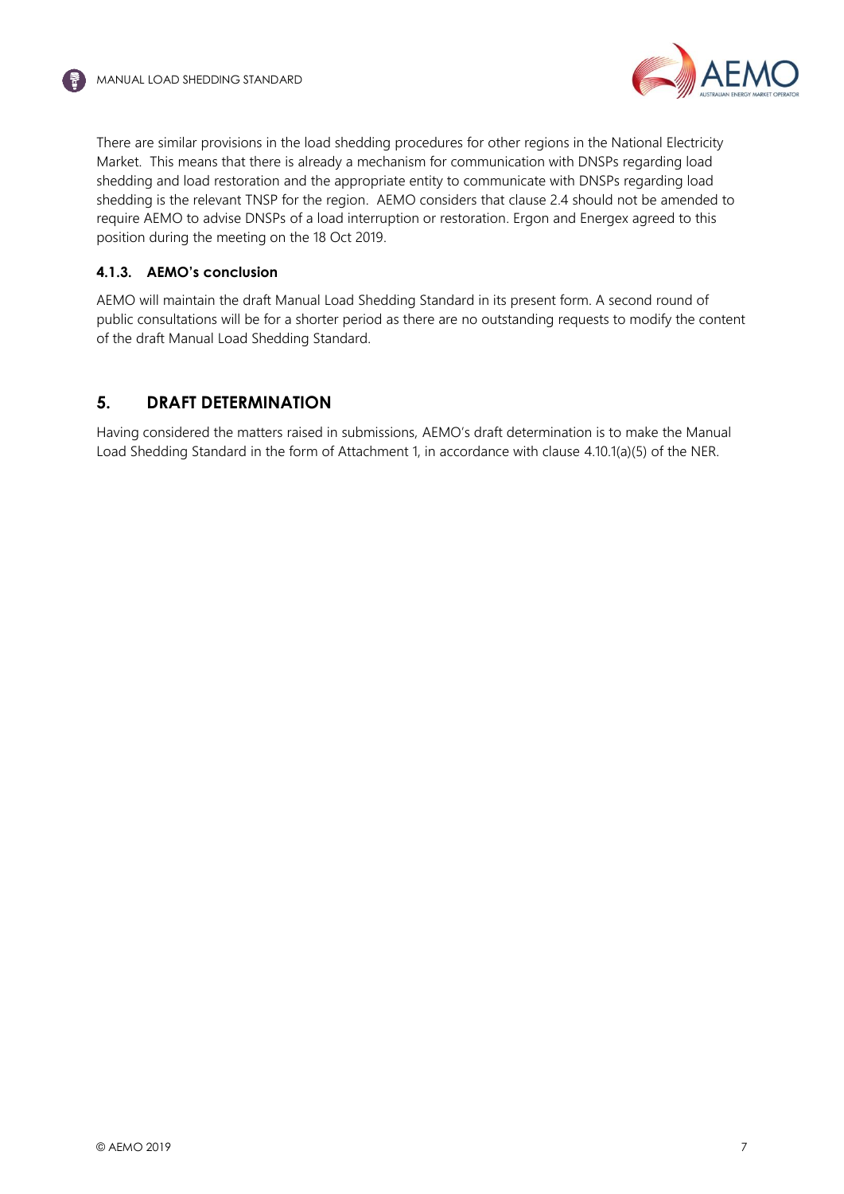There are similar provisions in the load shedding procedures for other regions in the National Electricity Market. This means that there is already a mechanism for communication with DNSPs regarding load shedding and load restoration and the appropriate entity to communicate with DNSPs regarding load shedding is the relevant TNSP for the region. AEMO considers that clause 2.4 should not be amended to require AEMO to advise DNSPs of a load interruption or restoration. Ergon and Energex agreed to this position during the meeting on the 18 Oct 2019.

### 4.1.3. AEMO's conclusion

AEMO will maintain the draft Manual Load Shedding Standard in its present form. A second round of public consultations will be for a shorter period as there are no outstanding requests to modify the content of the draft Manual Load Shedding Standard.

## 5. DRAFT DETERMINATION

Having considered the matters raised in submissions, AEMO's draft determination is to make the Manual Load Shedding Standard in the form of Attachment 1, in accordance with clause 4.10.1(a)(5) of the NER.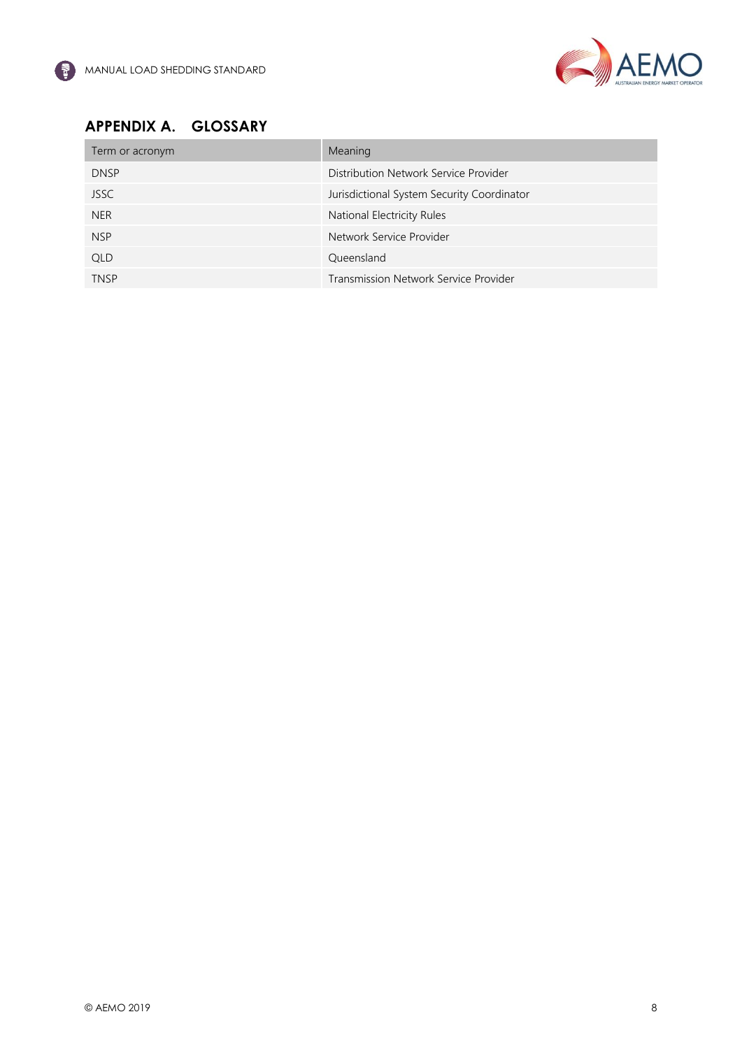## APPENDIX A. GLOSSARY

| Term or acronym | Meaning |
| --- | --- |
| DNSP | Distribution Network Service Provider |
| JSSC | Jurisdictional System Security Coordinator |
| NER | National Electricity Rules |
| NSP | Network Service Provider |
| QLD | Queensland |
| TNSP | Transmission Network Service Provider |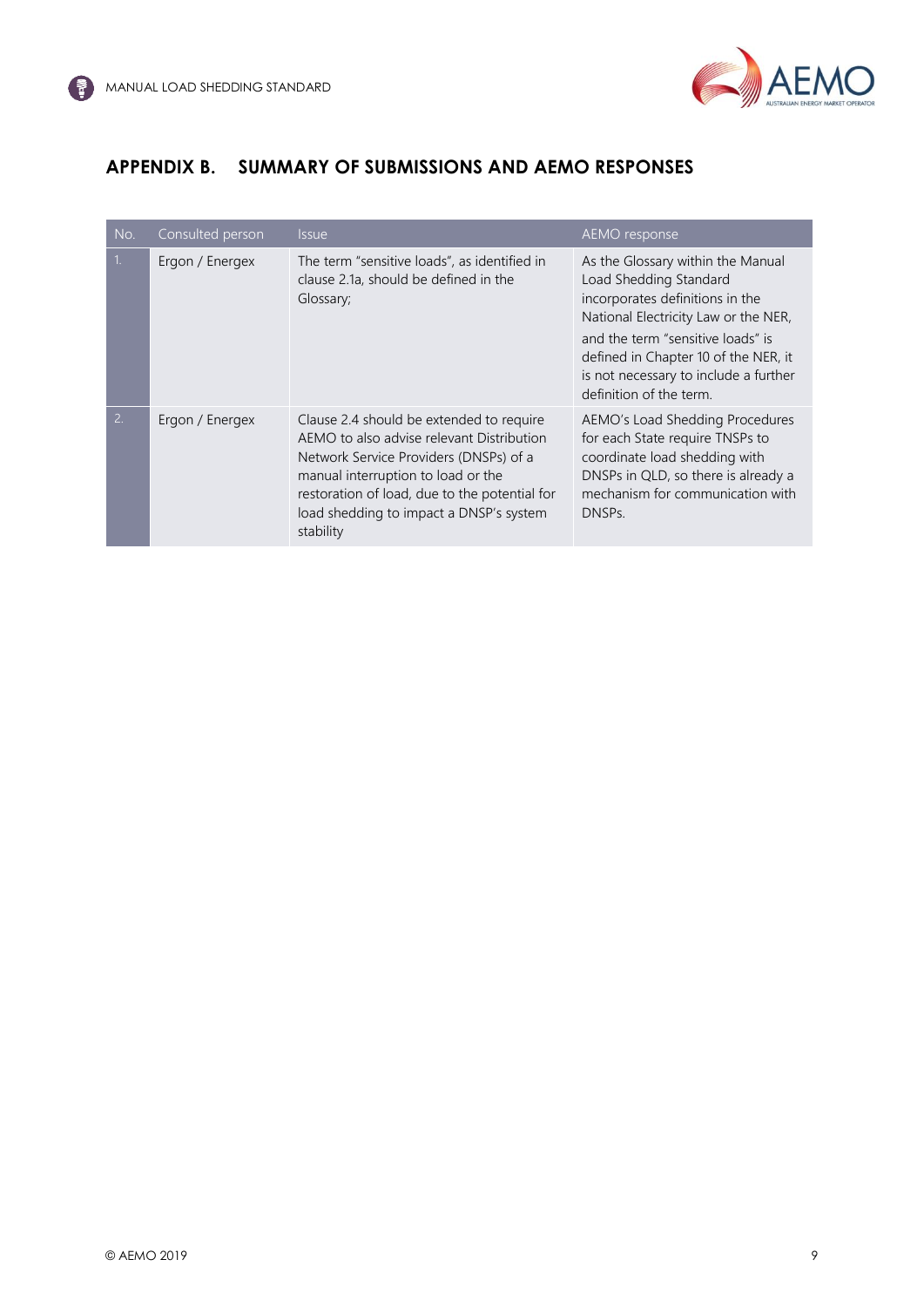## APPENDIX B. SUMMARY OF SUBMISSIONS AND AEMO RESPONSES

| No. | Consulted person | Issue | AEMO response |
|---|---|---|---|
| 1. | Ergon / Energex | The term "sensitive loads", as identified in clause 2.1a, should be defined in the Glossary; | As the Glossary within the Manual Load Shedding Standard incorporates definitions in the National Electricity Law or the NER, and the term "sensitive loads" is defined in Chapter 10 of the NER, it is not necessary to include a further definition of the term. |
| 2. | Ergon / Energex | Clause 2.4 should be extended to require AEMO to also advise relevant Distribution Network Service Providers (DNSPs) of a manual interruption to load or the restoration of load, due to the potential for load shedding to impact a DNSP's system stability | AEMO's Load Shedding Procedures for each State require TNSPs to coordinate load shedding with DNSPs in QLD, so there is already a mechanism for communication with DNSPs. |